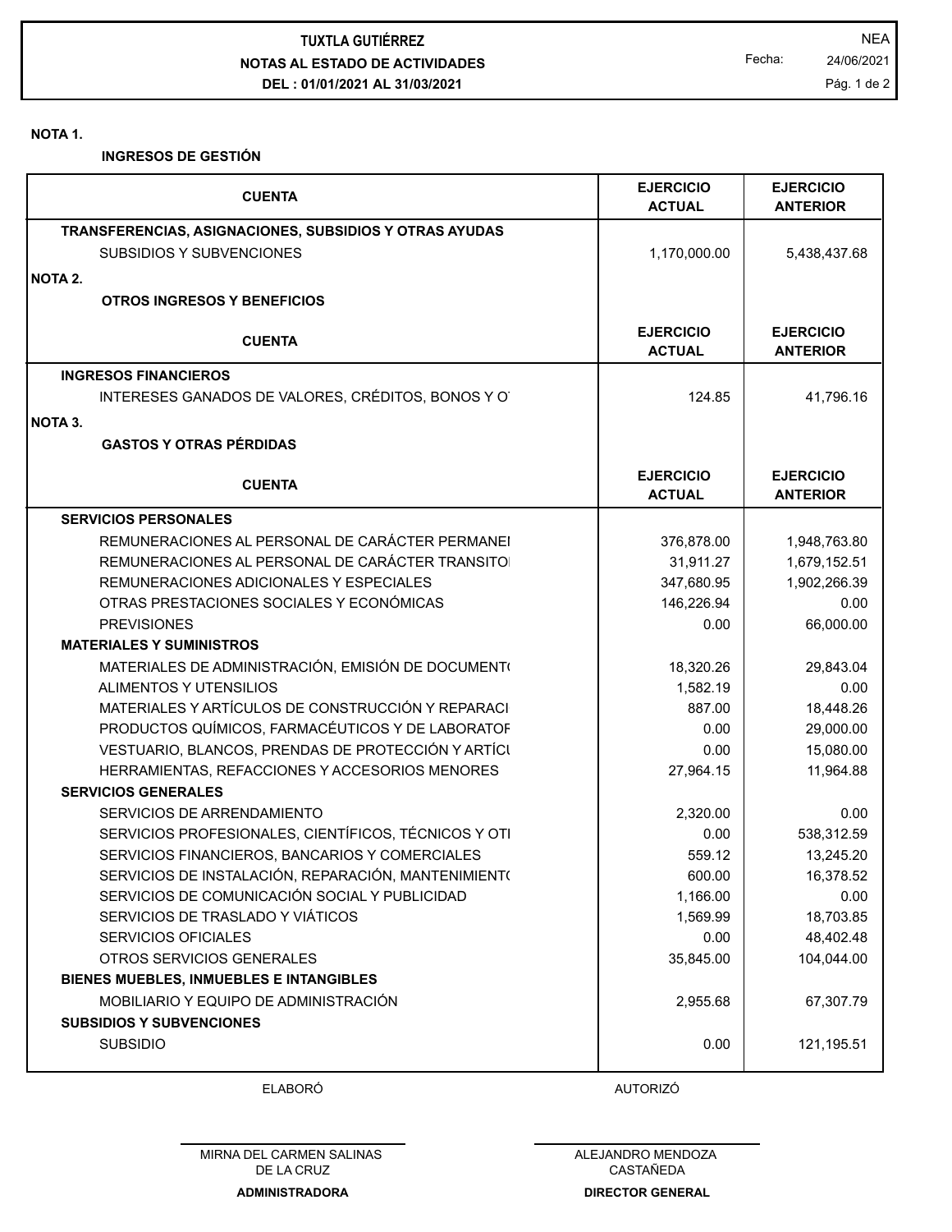# TUXTLA GUTIÉRREZ

## NOTAS AL ESTADO DE ACTIVIDADES

**DEL : 01/01/2021 AL 31/03/2021**

NEA

Fecha: 24/06/2021

**NOTA 1.**

**INGRESOS DE GESTIÓN**

| CUENTA | EJERCICIO ACTUAL | EJERCICIO ANTERIOR |
|---|---|---|
| **TRANSFERENCIAS, ASIGNACIONES, SUBSIDIOS Y OTRAS AYUDAS** | | |
| SUBSIDIOS Y SUBVENCIONES | 1,170,000.00 | 5,438,437.68 |

**NOTA 2.**

**OTROS INGRESOS Y BENEFICIOS**

| CUENTA | EJERCICIO ACTUAL | EJERCICIO ANTERIOR |
|---|---|---|
| **INGRESOS FINANCIEROS** | | |
| INTERESES GANADOS DE VALORES, CRÉDITOS, BONOS Y O | 124.85 | 41,796.16 |

**NOTA 3.**

**GASTOS Y OTRAS PÉRDIDAS**

| CUENTA | EJERCICIO ACTUAL | EJERCICIO ANTERIOR |
|---|---|---|
| **SERVICIOS PERSONALES** | | |
| REMUNERACIONES AL PERSONAL DE CARÁCTER PERMANEI | 376,878.00 | 1,948,763.80 |
| REMUNERACIONES AL PERSONAL DE CARÁCTER TRANSITOI | 31,911.27 | 1,679,152.51 |
| REMUNERACIONES ADICIONALES Y ESPECIALES | 347,680.95 | 1,902,266.39 |
| OTRAS PRESTACIONES SOCIALES Y ECONÓMICAS | 146,226.94 | 0.00 |
| PREVISIONES | 0.00 | 66,000.00 |
| **MATERIALES Y SUMINISTROS** | | |
| MATERIALES DE ADMINISTRACIÓN, EMISIÓN DE DOCUMENT( | 18,320.26 | 29,843.04 |
| ALIMENTOS Y UTENSILIOS | 1,582.19 | 0.00 |
| MATERIALES Y ARTÍCULOS DE CONSTRUCCIÓN Y REPARACI | 887.00 | 18,448.26 |
| PRODUCTOS QUÍMICOS, FARMACÉUTICOS Y DE LABORATOF | 0.00 | 29,000.00 |
| VESTUARIO, BLANCOS, PRENDAS DE PROTECCIÓN Y ARTÍCU | 0.00 | 15,080.00 |
| HERRAMIENTAS, REFACCIONES Y ACCESORIOS MENORES | 27,964.15 | 11,964.88 |
| **SERVICIOS GENERALES** | | |
| SERVICIOS DE ARRENDAMIENTO | 2,320.00 | 0.00 |
| SERVICIOS PROFESIONALES, CIENTÍFICOS, TÉCNICOS Y OTI | 0.00 | 538,312.59 |
| SERVICIOS FINANCIEROS, BANCARIOS Y COMERCIALES | 559.12 | 13,245.20 |
| SERVICIOS DE INSTALACIÓN, REPARACIÓN, MANTENIMIENT( | 600.00 | 16,378.52 |
| SERVICIOS DE COMUNICACIÓN SOCIAL Y PUBLICIDAD | 1,166.00 | 0.00 |
| SERVICIOS DE TRASLADO Y VIÁTICOS | 1,569.99 | 18,703.85 |
| SERVICIOS OFICIALES | 0.00 | 48,402.48 |
| OTROS SERVICIOS GENERALES | 35,845.00 | 104,044.00 |
| **BIENES MUEBLES, INMUEBLES E INTANGIBLES** | | |
| MOBILIARIO Y EQUIPO DE ADMINISTRACIÓN | 2,955.68 | 67,307.79 |
| **SUBSIDIOS Y SUBVENCIONES** | | |
| SUBSIDIO | 0.00 | 121,195.51 |

ELABORÓ

MIRNA DEL CARMEN SALINAS DE LA CRUZ
**ADMINISTRADORA**

AUTORIZÓ

ALEJANDRO MENDOZA CASTAÑEDA
**DIRECTOR GENERAL**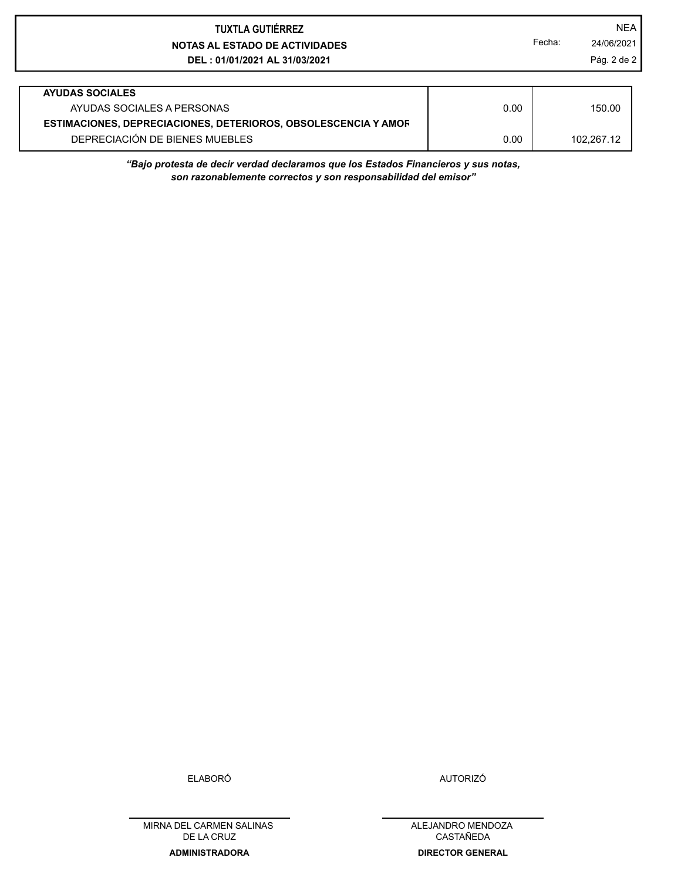TUXTLA GUTIÉRREZ

NOTAS AL ESTADO DE ACTIVIDADES

DEL : 01/01/2021 AL 31/03/2021

NEA

Fecha: 24/06/2021

| | | |
|---|---|---|
| **AYUDAS SOCIALES** | | |
| AYUDAS SOCIALES A PERSONAS | 0.00 | 150.00 |
| **ESTIMACIONES, DEPRECIACIONES, DETERIOROS, OBSOLESCENCIA Y AMOR** | | |
| DEPRECIACIÓN DE BIENES MUEBLES | 0.00 | 102,267.12 |

***"Bajo protesta de decir verdad declaramos que los Estados Financieros y sus notas, son razonablemente correctos y son responsabilidad del emisor"***

ELABORÓ

MIRNA DEL CARMEN SALINAS DE LA CRUZ

**ADMINISTRADORA**

AUTORIZÓ

ALEJANDRO MENDOZA CASTAÑEDA

**DIRECTOR GENERAL**